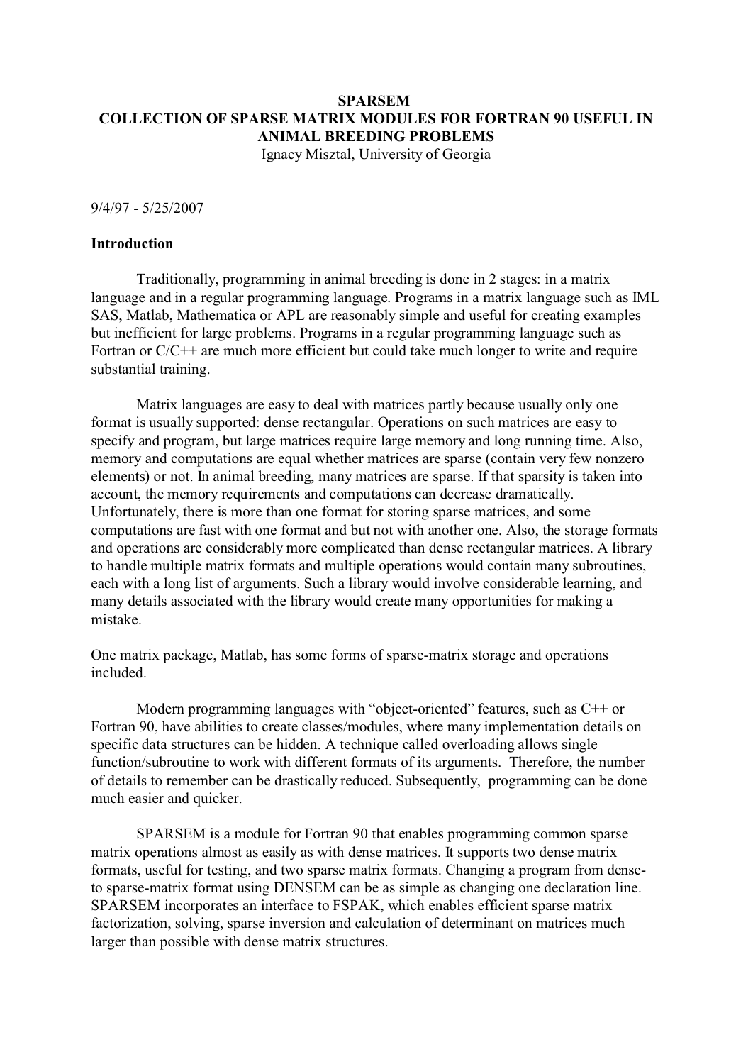**SPARSEM**
**COLLECTION OF SPARSE MATRIX MODULES FOR FORTRAN 90 USEFUL IN ANIMAL BREEDING PROBLEMS**
Ignacy Misztal, University of Georgia

9/4/97 - 5/25/2007

**Introduction**

Traditionally, programming in animal breeding is done in 2 stages: in a matrix language and in a regular programming language. Programs in a matrix language such as IML SAS, Matlab, Mathematica or APL are reasonably simple and useful for creating examples but inefficient for large problems. Programs in a regular programming language such as Fortran or C/C++ are much more efficient but could take much longer to write and require substantial training.

Matrix languages are easy to deal with matrices partly because usually only one format is usually supported: dense rectangular. Operations on such matrices are easy to specify and program, but large matrices require large memory and long running time. Also, memory and computations are equal whether matrices are sparse (contain very few nonzero elements) or not. In animal breeding, many matrices are sparse. If that sparsity is taken into account, the memory requirements and computations can decrease dramatically. Unfortunately, there is more than one format for storing sparse matrices, and some computations are fast with one format and but not with another one. Also, the storage formats and operations are considerably more complicated than dense rectangular matrices. A library to handle multiple matrix formats and multiple operations would contain many subroutines, each with a long list of arguments. Such a library would involve considerable learning, and many details associated with the library would create many opportunities for making a mistake.

One matrix package, Matlab, has some forms of sparse-matrix storage and operations included.

Modern programming languages with "object-oriented" features, such as C++ or Fortran 90, have abilities to create classes/modules, where many implementation details on specific data structures can be hidden. A technique called overloading allows single function/subroutine to work with different formats of its arguments. Therefore, the number of details to remember can be drastically reduced. Subsequently, programming can be done much easier and quicker.

SPARSEM is a module for Fortran 90 that enables programming common sparse matrix operations almost as easily as with dense matrices. It supports two dense matrix formats, useful for testing, and two sparse matrix formats. Changing a program from dense-to sparse-matrix format using DENSEM can be as simple as changing one declaration line. SPARSEM incorporates an interface to FSPAK, which enables efficient sparse matrix factorization, solving, sparse inversion and calculation of determinant on matrices much larger than possible with dense matrix structures.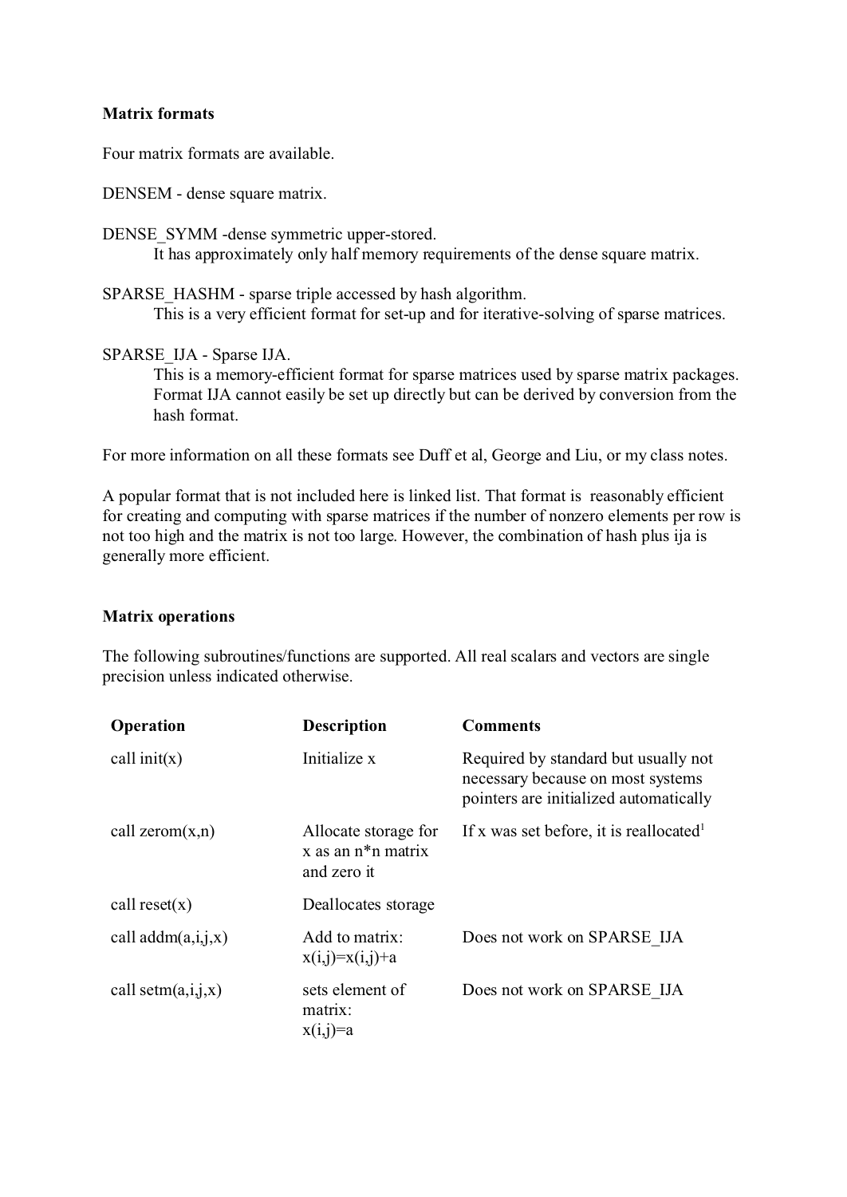**Matrix formats**

Four matrix formats are available.

DENSEM - dense square matrix.

DENSE_SYMM -dense symmetric upper-stored.
 It has approximately only half memory requirements of the dense square matrix.

SPARSE_HASHM - sparse triple accessed by hash algorithm.
 This is a very efficient format for set-up and for iterative-solving of sparse matrices.

SPARSE_IJA - Sparse IJA.
 This is a memory-efficient format for sparse matrices used by sparse matrix packages. Format IJA cannot easily be set up directly but can be derived by conversion from the hash format.

For more information on all these formats see Duff et al, George and Liu, or my class notes.

A popular format that is not included here is linked list. That format is reasonably efficient for creating and computing with sparse matrices if the number of nonzero elements per row is not too high and the matrix is not too large. However, the combination of hash plus ija is generally more efficient.

**Matrix operations**

The following subroutines/functions are supported. All real scalars and vectors are single precision unless indicated otherwise.

| Operation | Description | Comments |
|---|---|---|
| call init(x) | Initialize x | Required by standard but usually not necessary because on most systems pointers are initialized automatically |
| call zerom(x,n) | Allocate storage for x as an n*n matrix and zero it | If x was set before, it is reallocated[1] |
| call reset(x) | Deallocates storage | |
| call addm(a,i,j,x) | Add to matrix: x(i,j)=x(i,j)+a | Does not work on SPARSE_IJA |
| call setm(a,i,j,x) | sets element of matrix: x(i,j)=a | Does not work on SPARSE_IJA |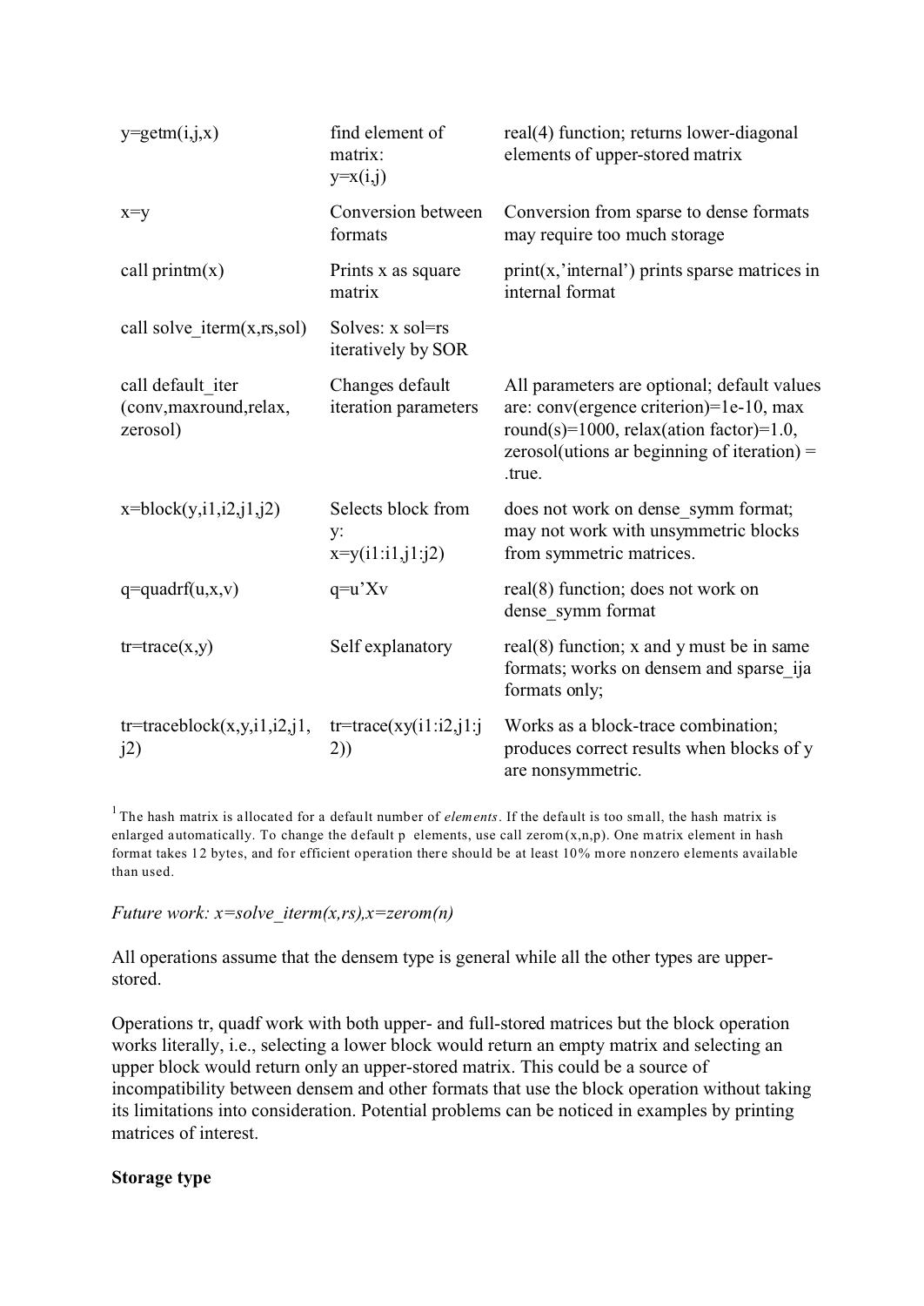| | | |
|---|---|---|
| y=getm(i,j,x) | find element of matrix: y=x(i,j) | real(4) function; returns lower-diagonal elements of upper-stored matrix |
| x=y | Conversion between formats | Conversion from sparse to dense formats may require too much storage |
| call printm(x) | Prints x as square matrix | print(x,'internal') prints sparse matrices in internal format |
| call solve_iterm(x,rs,sol) | Solves: x sol=rs iteratively by SOR | |
| call default_iter (conv,maxround,relax, zerosol) | Changes default iteration parameters | All parameters are optional; default values are: conv(ergence criterion)=1e-10, max round(s)=1000, relax(ation factor)=1.0, zerosol(utions ar beginning of iteration) = .true. |
| x=block(y,i1,i2,j1,j2) | Selects block from y: x=y(i1:i1,j1:j2) | does not work on dense_symm format; may not work with unsymmetric blocks from symmetric matrices. |
| q=quadrf(u,x,v) | q=u'Xv | real(8) function; does not work on dense_symm format |
| tr=trace(x,y) | Self explanatory | real(8) function; x and y must be in same formats; works on densem and sparse_ija formats only; |
| tr=traceblock(x,y,i1,i2,j1, j2) | tr=trace(xy(i1:i2,j1:j2)) | Works as a block-trace combination; produces correct results when blocks of y are nonsymmetric. |

[1] The hash matrix is allocated for a default number of *elements*. If the default is too small, the hash matrix is enlarged automatically. To change the default p elements, use call zerom(x,n,p). One matrix element in hash format takes 12 bytes, and for efficient operation there should be at least 10% more nonzero elements available than used.

*Future work: x=solve_iterm(x,rs),x=zerom(n)*

All operations assume that the densem type is general while all the other types are upper-stored.

Operations tr, quadf work with both upper- and full-stored matrices but the block operation works literally, i.e., selecting a lower block would return an empty matrix and selecting an upper block would return only an upper-stored matrix. This could be a source of incompatibility between densem and other formats that use the block operation without taking its limitations into consideration. Potential problems can be noticed in examples by printing matrices of interest.

**Storage type**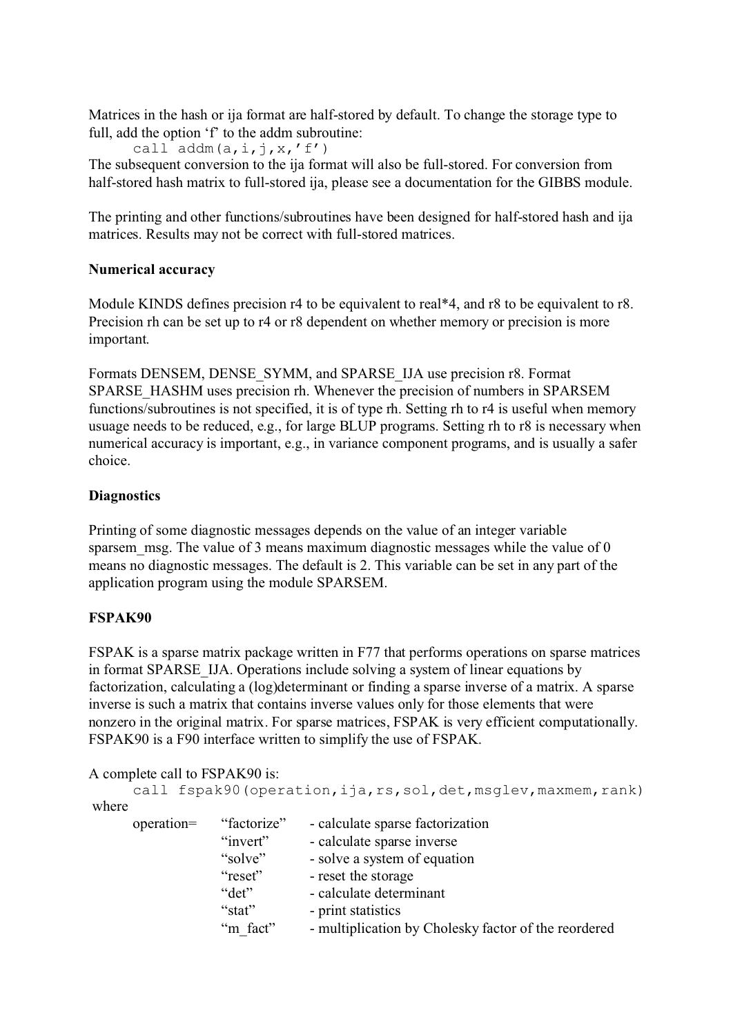Matrices in the hash or ija format are half-stored by default. To change the storage type to full, add the option 'f' to the addm subroutine:

```
call addm(a,i,j,x,'f')
```

The subsequent conversion to the ija format will also be full-stored. For conversion from half-stored hash matrix to full-stored ija, please see a documentation for the GIBBS module.

The printing and other functions/subroutines have been designed for half-stored hash and ija matrices. Results may not be correct with full-stored matrices.

**Numerical accuracy**

Module KINDS defines precision r4 to be equivalent to real*4, and r8 to be equivalent to r8. Precision rh can be set up to r4 or r8 dependent on whether memory or precision is more important.

Formats DENSEM, DENSE_SYMM, and SPARSE_IJA use precision r8. Format SPARSE_HASHM uses precision rh. Whenever the precision of numbers in SPARSEM functions/subroutines is not specified, it is of type rh. Setting rh to r4 is useful when memory usuage needs to be reduced, e.g., for large BLUP programs. Setting rh to r8 is necessary when numerical accuracy is important, e.g., in variance component programs, and is usually a safer choice.

**Diagnostics**

Printing of some diagnostic messages depends on the value of an integer variable sparsem_msg. The value of 3 means maximum diagnostic messages while the value of 0 means no diagnostic messages. The default is 2. This variable can be set in any part of the application program using the module SPARSEM.

**FSPAK90**

FSPAK is a sparse matrix package written in F77 that performs operations on sparse matrices in format SPARSE_IJA. Operations include solving a system of linear equations by factorization, calculating a (log)determinant or finding a sparse inverse of a matrix. A sparse inverse is such a matrix that contains inverse values only for those elements that were nonzero in the original matrix. For sparse matrices, FSPAK is very efficient computationally. FSPAK90 is a F90 interface written to simplify the use of FSPAK.

A complete call to FSPAK90 is:

```
call fspak90(operation,ija,rs,sol,det,msglev,maxmem,rank)
```

where

| | | |
|---|---|---|
| operation= | "factorize" | - calculate sparse factorization |
| | "invert" | - calculate sparse inverse |
| | "solve" | - solve a system of equation |
| | "reset" | - reset the storage |
| | "det" | - calculate determinant |
| | "stat" | - print statistics |
| | "m_fact" | - multiplication by Cholesky factor of the reordered |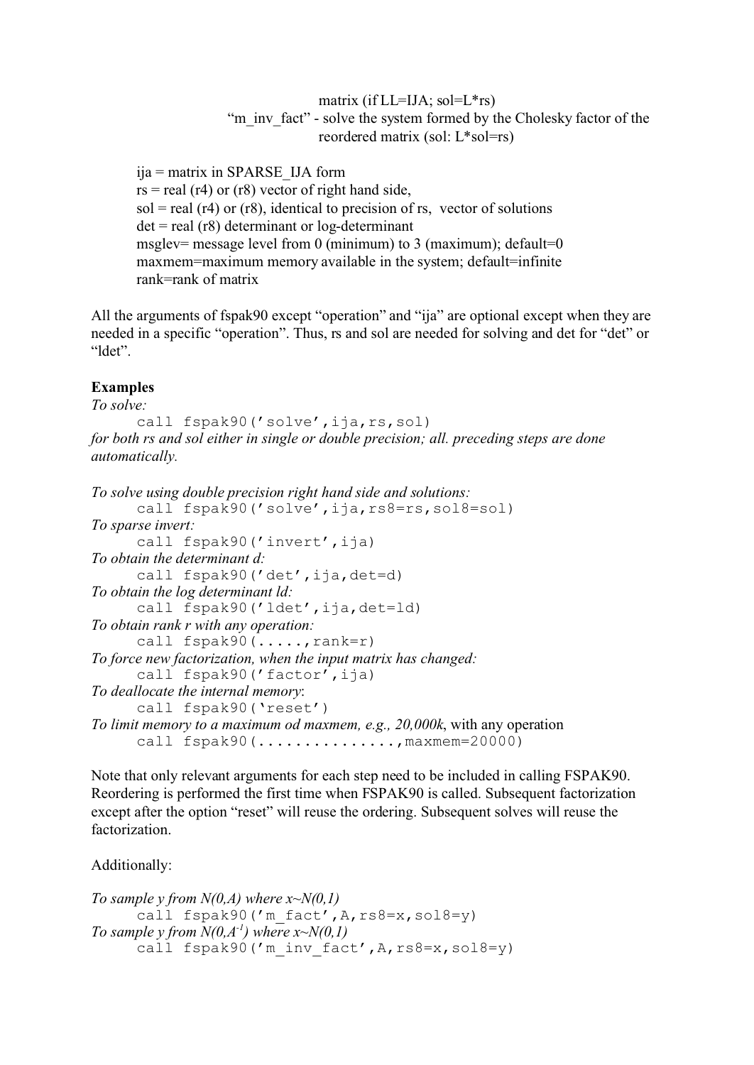matrix (if LL=IJA; sol=L*rs)
"m_inv_fact" - solve the system formed by the Cholesky factor of the reordered matrix (sol: L*sol=rs)

ija = matrix in SPARSE_IJA form
rs = real (r4) or (r8) vector of right hand side,
sol = real (r4) or (r8), identical to precision of rs, vector of solutions
det = real (r8) determinant or log-determinant
msglev= message level from 0 (minimum) to 3 (maximum); default=0
maxmem=maximum memory available in the system; default=infinite
rank=rank of matrix

All the arguments of fspak90 except "operation" and "ija" are optional except when they are needed in a specific "operation". Thus, rs and sol are needed for solving and det for "det" or "ldet".

**Examples**

*To solve:*

```
call fspak90('solve',ija,rs,sol)
```

*for both rs and sol either in single or double precision; all. preceding steps are done automatically.*

*To solve using double precision right hand side and solutions:*

```
call fspak90('solve',ija,rs8=rs,sol8=sol)
```

*To sparse invert:*

```
call fspak90('invert',ija)
```

*To obtain the determinant d:*

```
call fspak90('det',ija,det=d)
```

*To obtain the log determinant ld:*

```
call fspak90('ldet',ija,det=ld)
```

*To obtain rank r with any operation:*

```
call fspak90(.....,rank=r)
```

*To force new factorization, when the input matrix has changed:*

```
call fspak90('factor',ija)
```

*To deallocate the internal memory*:

```
call fspak90('reset')
```

*To limit memory to a maximum od maxmem, e.g., 20,000k*, with any operation

```
call fspak90(...............,maxmem=20000)
```

Note that only relevant arguments for each step need to be included in calling FSPAK90. Reordering is performed the first time when FSPAK90 is called. Subsequent factorization except after the option "reset" will reuse the ordering. Subsequent solves will reuse the factorization.

Additionally:

*To sample y from N(0,A) where x~N(0,1)*

```
call fspak90('m_fact',A,rs8=x,sol8=y)
```

*To sample y from N(0,$A^{-1}$) where x~N(0,1)*

```
call fspak90('m_inv_fact',A,rs8=x,sol8=y)
```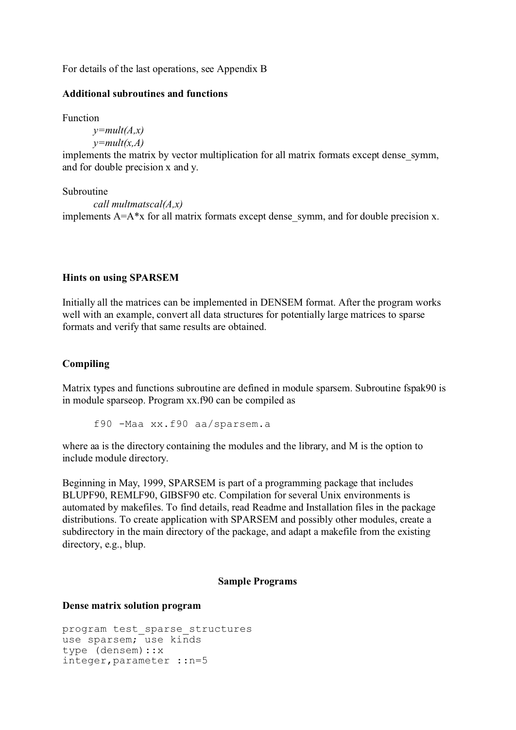For details of the last operations, see Appendix B

### Additional subroutines and functions

Function

*y=mult(A,x)*
*y=mult(x,A)*

implements the matrix by vector multiplication for all matrix formats except dense_symm, and for double precision x and y.

Subroutine

*call multmatscal(A,x)*

implements A=A*x for all matrix formats except dense_symm, and for double precision x.

### Hints on using SPARSEM

Initially all the matrices can be implemented in DENSEM format. After the program works well with an example, convert all data structures for potentially large matrices to sparse formats and verify that same results are obtained.

### Compiling

Matrix types and functions subroutine are defined in module sparsem. Subroutine fspak90 is in module sparseop. Program xx.f90 can be compiled as

```
f90 -Maa xx.f90 aa/sparsem.a
```

where aa is the directory containing the modules and the library, and M is the option to include module directory.

Beginning in May, 1999, SPARSEM is part of a programming package that includes BLUPF90, REMLF90, GIBSF90 etc. Compilation for several Unix environments is automated by makefiles. To find details, read Readme and Installation files in the package distributions. To create application with SPARSEM and possibly other modules, create a subdirectory in the main directory of the package, and adapt a makefile from the existing directory, e.g., blup.

## Sample Programs

### Dense matrix solution program

```
program test_sparse_structures
use sparsem; use kinds
type (densem)::x
integer,parameter ::n=5
```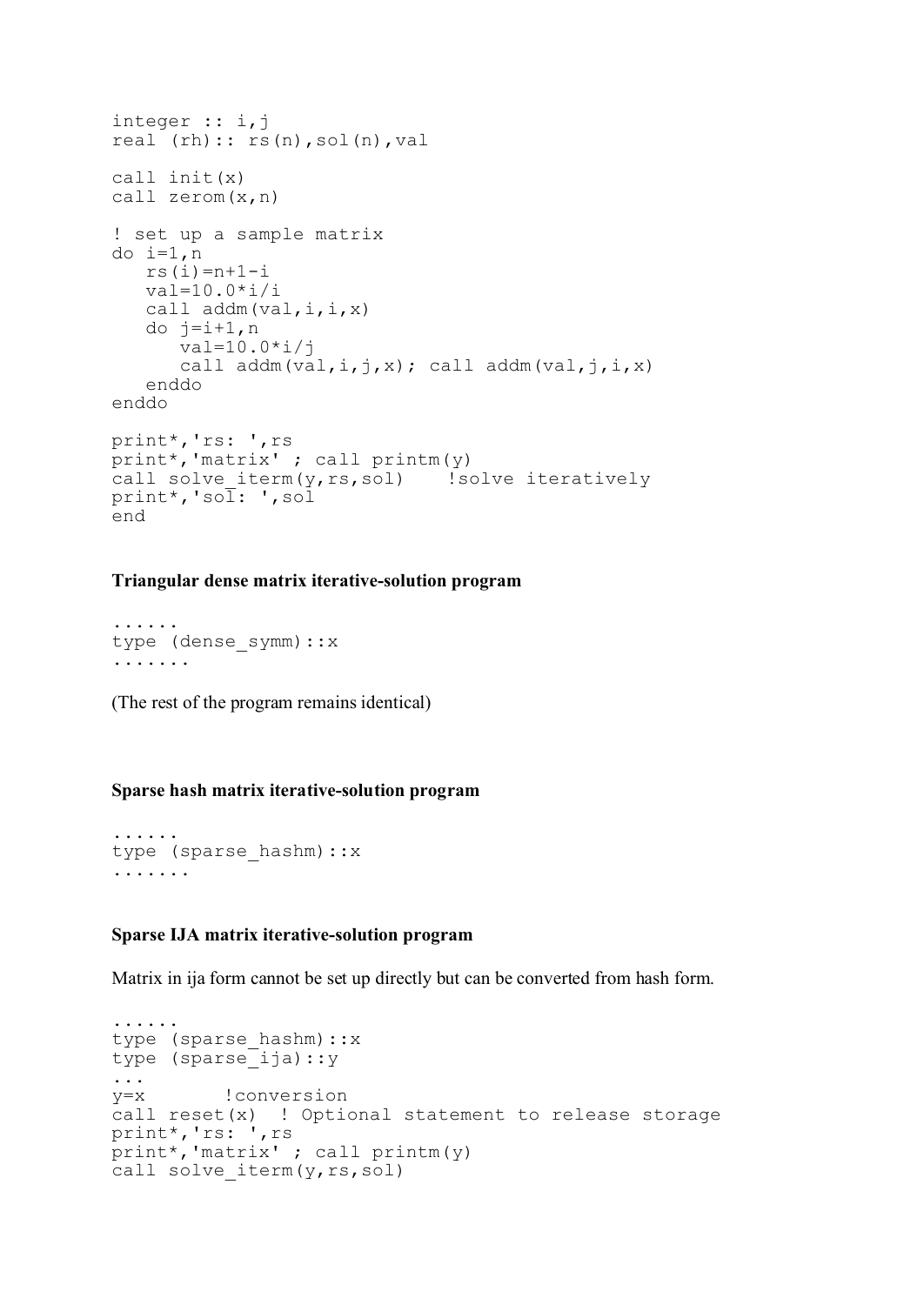```
integer :: i,j
real (rh):: rs(n),sol(n),val

call init(x)
call zerom(x,n)

! set up a sample matrix
do i=1,n
   rs(i)=n+1-i
   val=10.0*i/i
   call addm(val,i,i,x)
   do j=i+1,n
      val=10.0*i/j
      call addm(val,i,j,x); call addm(val,j,i,x)
   enddo
enddo

print*,'rs: ',rs
print*,'matrix' ; call printm(y)
call solve_iterm(y,rs,sol)    !solve iteratively
print*,'sol: ',sol
end
```

**Triangular dense matrix iterative-solution program**

```
......
type (dense_symm)::x
.......
```

(The rest of the program remains identical)

**Sparse hash matrix iterative-solution program**

```
......
type (sparse_hashm)::x
.......
```

**Sparse IJA matrix iterative-solution program**

Matrix in ija form cannot be set up directly but can be converted from hash form.

```
......
type (sparse_hashm)::x
type (sparse_ija)::y
...
y=x       !conversion
call reset(x)  ! Optional statement to release storage
print*,'rs: ',rs
print*,'matrix' ; call printm(y)
call solve_iterm(y,rs,sol)
```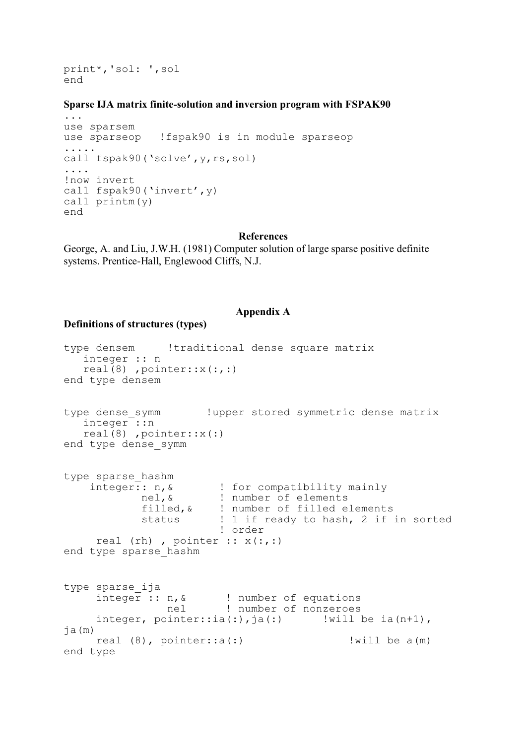```
print*,'sol: ',sol
end
```

**Sparse IJA matrix finite-solution and inversion program with FSPAK90**

```
...
use sparsem
use sparseop   !fspak90 is in module sparseop
.....
call fspak90('solve',y,rs,sol)
....
!now invert
call fspak90('invert',y)
call printm(y)
end
```

## References

George, A. and Liu, J.W.H. (1981) Computer solution of large sparse positive definite systems. Prentice-Hall, Englewood Cliffs, N.J.

## Appendix A

**Definitions of structures (types)**

```
type densem     !traditional dense square matrix
   integer :: n
   real(8) ,pointer::x(:,:)
end type densem


type dense_symm       !upper stored symmetric dense matrix
   integer ::n
   real(8) ,pointer::x(:)
end type dense_symm


type sparse_hashm
    integer:: n,&       ! for compatibility mainly
            nel,&       ! number of elements
            filled,&    ! number of filled elements
            status      ! 1 if ready to hash, 2 if in sorted
                        ! order
     real (rh) , pointer :: x(:,:)
end type sparse_hashm


type sparse_ija
     integer :: n,&      ! number of equations
                nel      ! number of nonzeroes
     integer, pointer::ia(:),ja(:)      !will be ia(n+1),
ja(m)
     real (8), pointer::a(:)                 !will be a(m)
end type
```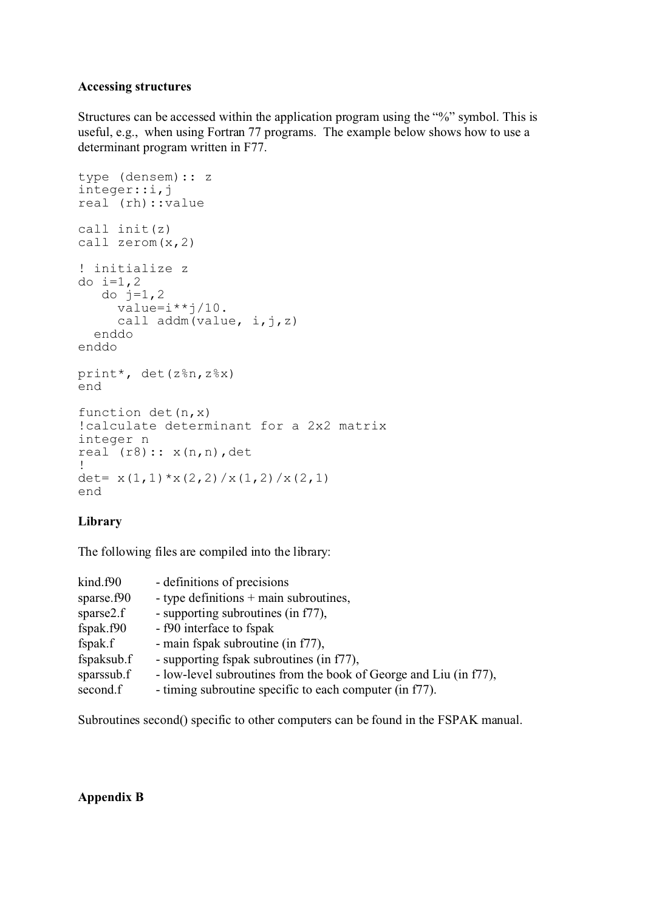**Accessing structures**

Structures can be accessed within the application program using the "%" symbol. This is useful, e.g., when using Fortran 77 programs. The example below shows how to use a determinant program written in F77.

```
type (densem):: z
integer::i,j
real (rh)::value

call init(z)
call zerom(x,2)

! initialize z
do i=1,2
   do j=1,2
     value=i**j/10.
     call addm(value, i,j,z)
  enddo
enddo

print*, det(z%n,z%x)
end

function det(n,x)
!calculate determinant for a 2x2 matrix
integer n
real (r8):: x(n,n),det
!
det= x(1,1)*x(2,2)/x(1,2)/x(2,1)
end
```

**Library**

The following files are compiled into the library:

| | |
|---|---|
| kind.f90 | - definitions of precisions |
| sparse.f90 | - type definitions + main subroutines, |
| sparse2.f | - supporting subroutines (in f77), |
| fspak.f90 | - f90 interface to fspak |
| fspak.f | - main fspak subroutine (in f77), |
| fspaksub.f | - supporting fspak subroutines (in f77), |
| sparssub.f | - low-level subroutines from the book of George and Liu (in f77), |
| second.f | - timing subroutine specific to each computer (in f77). |

Subroutines second() specific to other computers can be found in the FSPAK manual.

**Appendix B**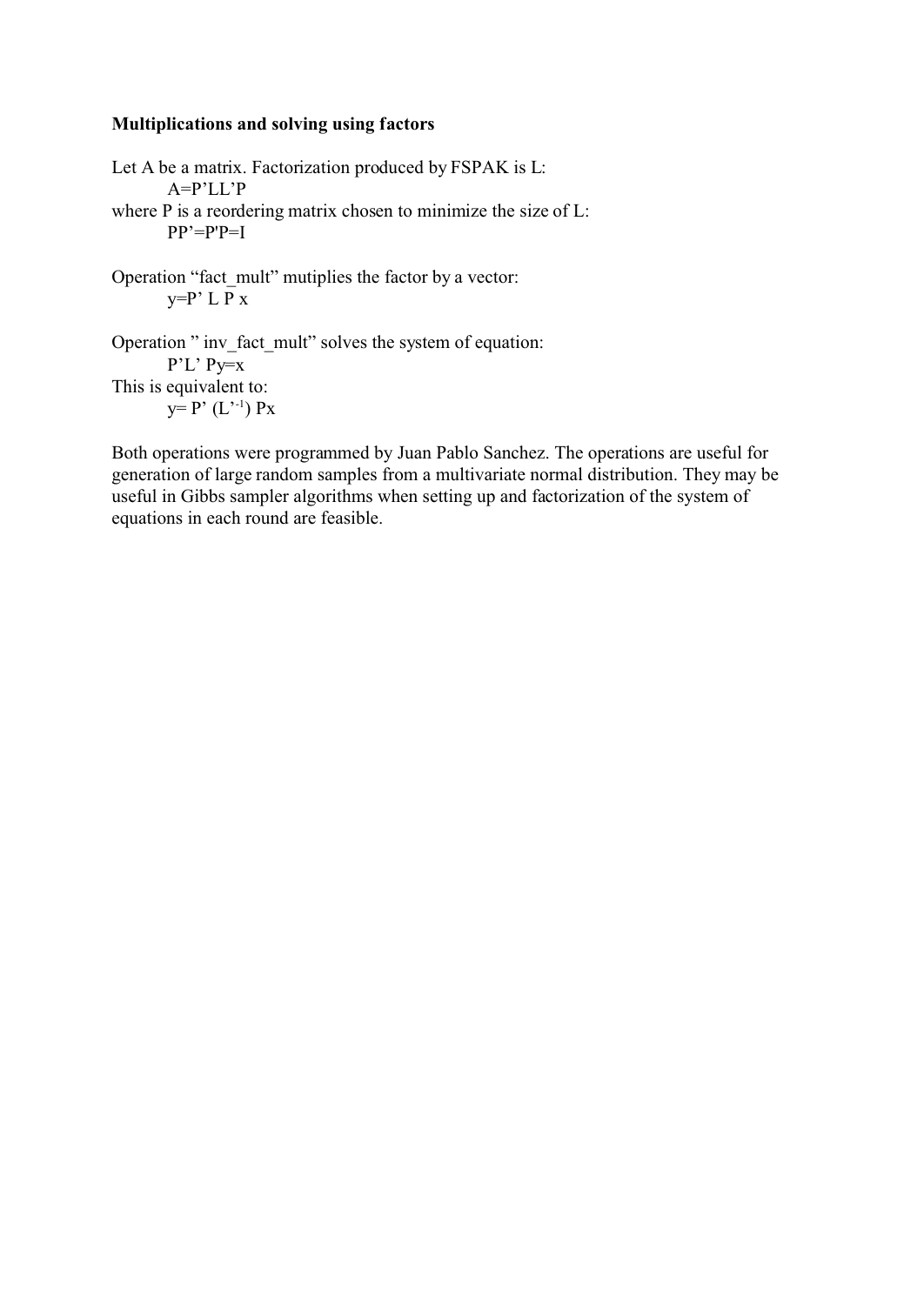**Multiplications and solving using factors**

Let A be a matrix. Factorization produced by FSPAK is L:

$$A=P'LL'P$$

where P is a reordering matrix chosen to minimize the size of L:

$$PP'=P'P=I$$

Operation "fact_mult" mutiplies the factor by a vector:

$$y=P'\ L\ P\ x$$

Operation " inv_fact_mult" solves the system of equation:

$$P'L'\ Py=x$$

This is equivalent to:

$$y=P'\ (L'^{-1})\ Px$$

Both operations were programmed by Juan Pablo Sanchez. The operations are useful for generation of large random samples from a multivariate normal distribution. They may be useful in Gibbs sampler algorithms when setting up and factorization of the system of equations in each round are feasible.